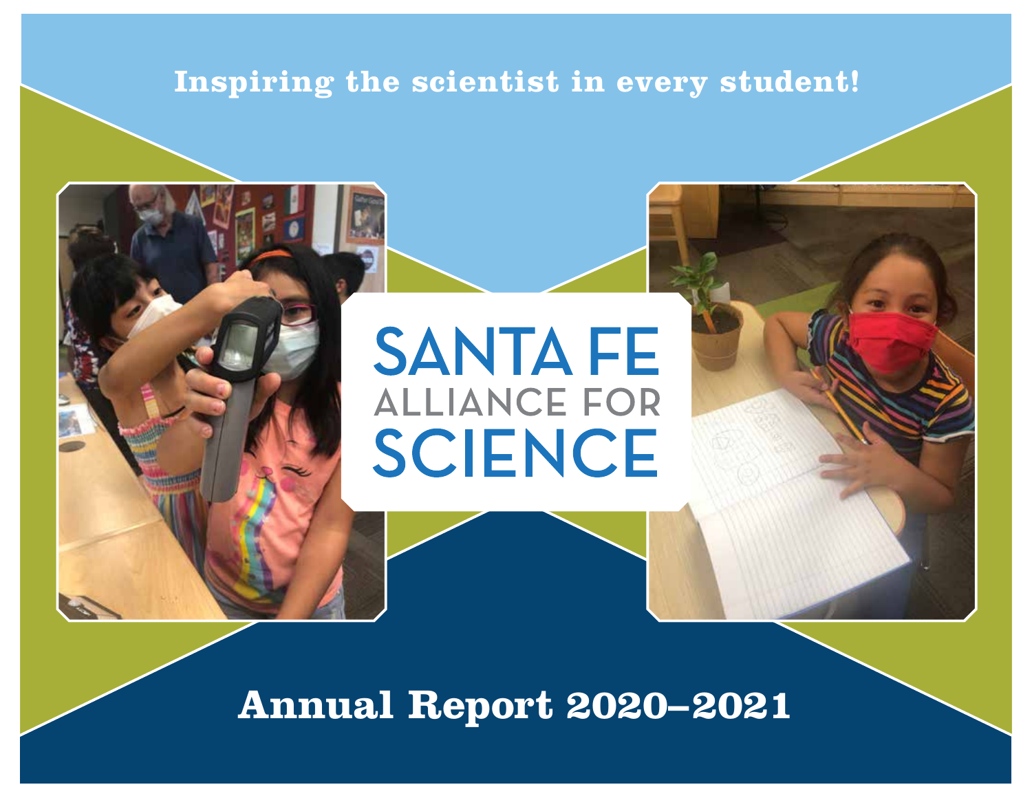**Inspiring the scientist in every student!**

# SANTA FE ALLIANCE FOR SCIENCE

## Annual Report 2020–2021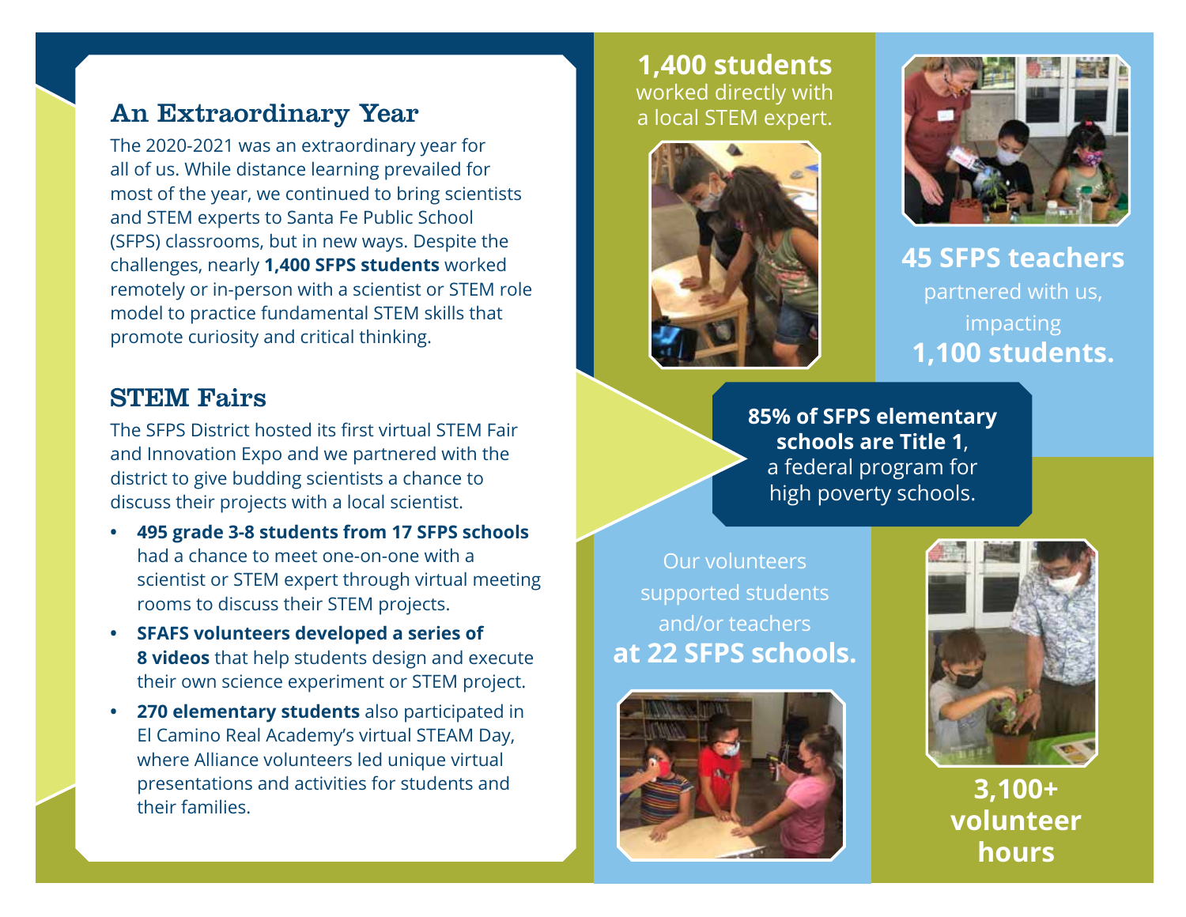## An Extraordinary Year

The 2020-2021 was an extraordinary year for all of us. While distance learning prevailed for most of the year, we continued to bring scientists and STEM experts to Santa Fe Public School (SFPS) classrooms, but in new ways. Despite the challenges, nearly **1,400 SFPS students** worked remotely or in-person with a scientist or STEM role model to practice fundamental STEM skills that promote curiosity and critical thinking.

## STEM Fairs

The SFPS District hosted its first virtual STEM Fair and Innovation Expo and we partnered with the district to give budding scientists a chance to discuss their projects with a local scientist.

- **495 grade 3-8 students from 17 SFPS schools** had a chance to meet one-on-one with a scientist or STEM expert through virtual meeting rooms to discuss their STEM projects.
- **SFAFS volunteers developed a series of 8 videos** that help students design and execute their own science experiment or STEM project.
- **270 elementary students** also participated in El Camino Real Academy's virtual STEAM Day, where Alliance volunteers led unique virtual presentations and activities for students and their families.

**1,400 students** worked directly with a local STEM expert.

**45 SFPS teachers** partnered with us, impacting **1,100 students.**

**85% of SFPS elementary schools are Title 1**, a federal program for high poverty schools.

Our volunteers supported students and/or teachers **at 22 SFPS schools.**

**3,100+ volunteer hours**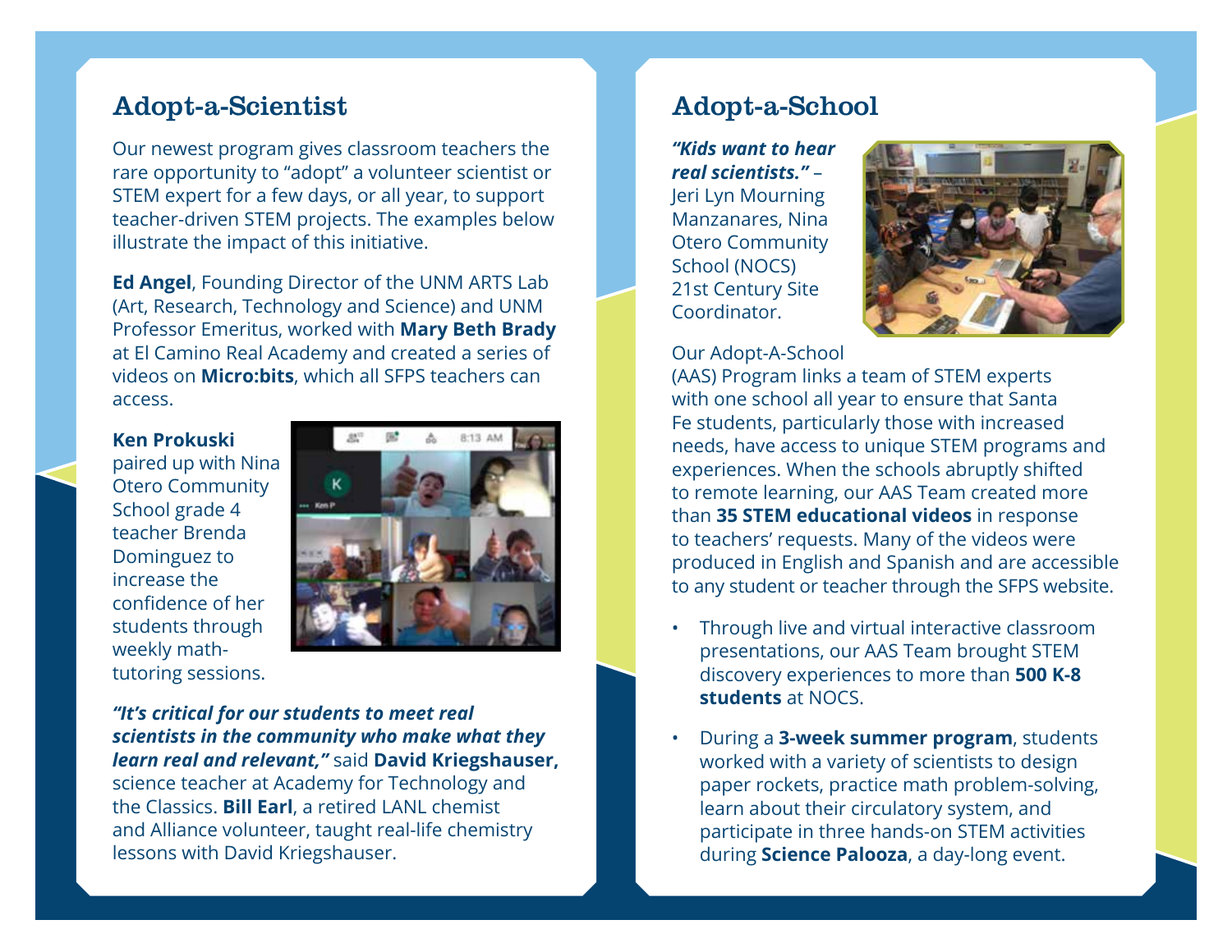## Adopt-a-Scientist

Our newest program gives classroom teachers the rare opportunity to "adopt" a volunteer scientist or STEM expert for a few days, or all year, to support teacher-driven STEM projects. The examples below illustrate the impact of this initiative.

**Ed Angel**, Founding Director of the UNM ARTS Lab (Art, Research, Technology and Science) and UNM Professor Emeritus, worked with **Mary Beth Brady** at El Camino Real Academy and created a series of videos on **Micro:bits**, which all SFPS teachers can access.

**Ken Prokuski** paired up with Nina Otero Community School grade 4 teacher Brenda Dominguez to increase the confidence of her students through weekly math-tutoring sessions.

***"It's critical for our students to meet real scientists in the community who make what they learn real and relevant,"*** said **David Kriegshauser,** science teacher at Academy for Technology and the Classics. **Bill Earl**, a retired LANL chemist and Alliance volunteer, taught real-life chemistry lessons with David Kriegshauser.

## Adopt-a-School

***"Kids want to hear real scientists."*** – Jeri Lyn Mourning Manzanares, Nina Otero Community School (NOCS) 21st Century Site Coordinator.

Our Adopt-A-School (AAS) Program links a team of STEM experts with one school all year to ensure that Santa Fe students, particularly those with increased needs, have access to unique STEM programs and experiences. When the schools abruptly shifted to remote learning, our AAS Team created more than **35 STEM educational videos** in response to teachers' requests. Many of the videos were produced in English and Spanish and are accessible to any student or teacher through the SFPS website.

- Through live and virtual interactive classroom presentations, our AAS Team brought STEM discovery experiences to more than **500 K-8 students** at NOCS.
- During a **3-week summer program**, students worked with a variety of scientists to design paper rockets, practice math problem-solving, learn about their circulatory system, and participate in three hands-on STEM activities during **Science Palooza**, a day-long event.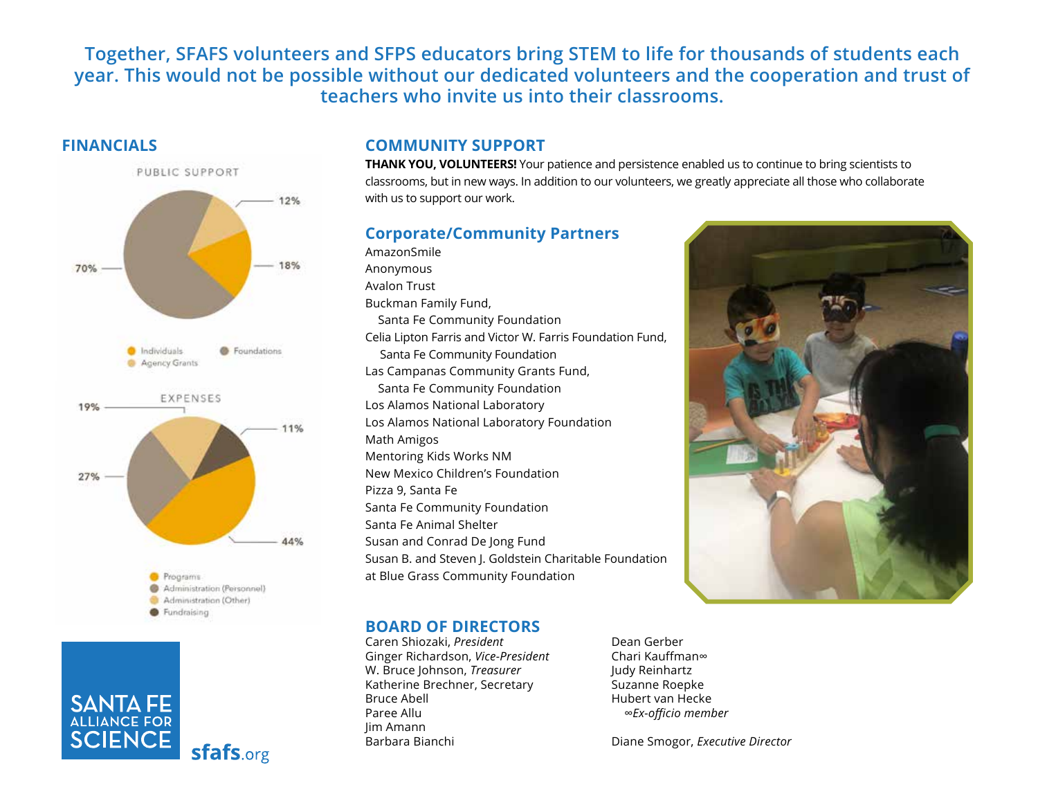**Together, SFAFS volunteers and SFPS educators bring STEM to life for thousands of students each year. This would not be possible without our dedicated volunteers and the cooperation and trust of teachers who invite us into their classrooms.**

## FINANCIALS

PUBLIC SUPPORT

12%

18%

70%

Individuals
Foundations
Agency Grants

EXPENSES

19%

11%

27%

44%

Programs
Administration (Personnel)
Administration (Other)
Fundraising

## COMMUNITY SUPPORT

**THANK YOU, VOLUNTEERS!** Your patience and persistence enabled us to continue to bring scientists to classrooms, but in new ways. In addition to our volunteers, we greatly appreciate all those who collaborate with us to support our work.

### Corporate/Community Partners

AmazonSmile
Anonymous
Avalon Trust
Buckman Family Fund,
  Santa Fe Community Foundation
Celia Lipton Farris and Victor W. Farris Foundation Fund,
  Santa Fe Community Foundation
Las Campanas Community Grants Fund,
  Santa Fe Community Foundation
Los Alamos National Laboratory
Los Alamos National Laboratory Foundation
Math Amigos
Mentoring Kids Works NM
New Mexico Children's Foundation
Pizza 9, Santa Fe
Santa Fe Community Foundation
Santa Fe Animal Shelter
Susan and Conrad De Jong Fund
Susan B. and Steven J. Goldstein Charitable Foundation
at Blue Grass Community Foundation

## BOARD OF DIRECTORS

Caren Shiozaki, *President*
Ginger Richardson, *Vice-President*
W. Bruce Johnson, *Treasurer*
Katherine Brechner, Secretary
Bruce Abell
Paree Allu
Jim Amann
Barbara Bianchi
Dean Gerber
Chari Kauffman∞
Judy Reinhartz
Suzanne Roepke
Hubert van Hecke
  ∞*Ex-officio member*

Diane Smogor, *Executive Director*

SANTA FE ALLIANCE FOR SCIENCE

sfafs.org